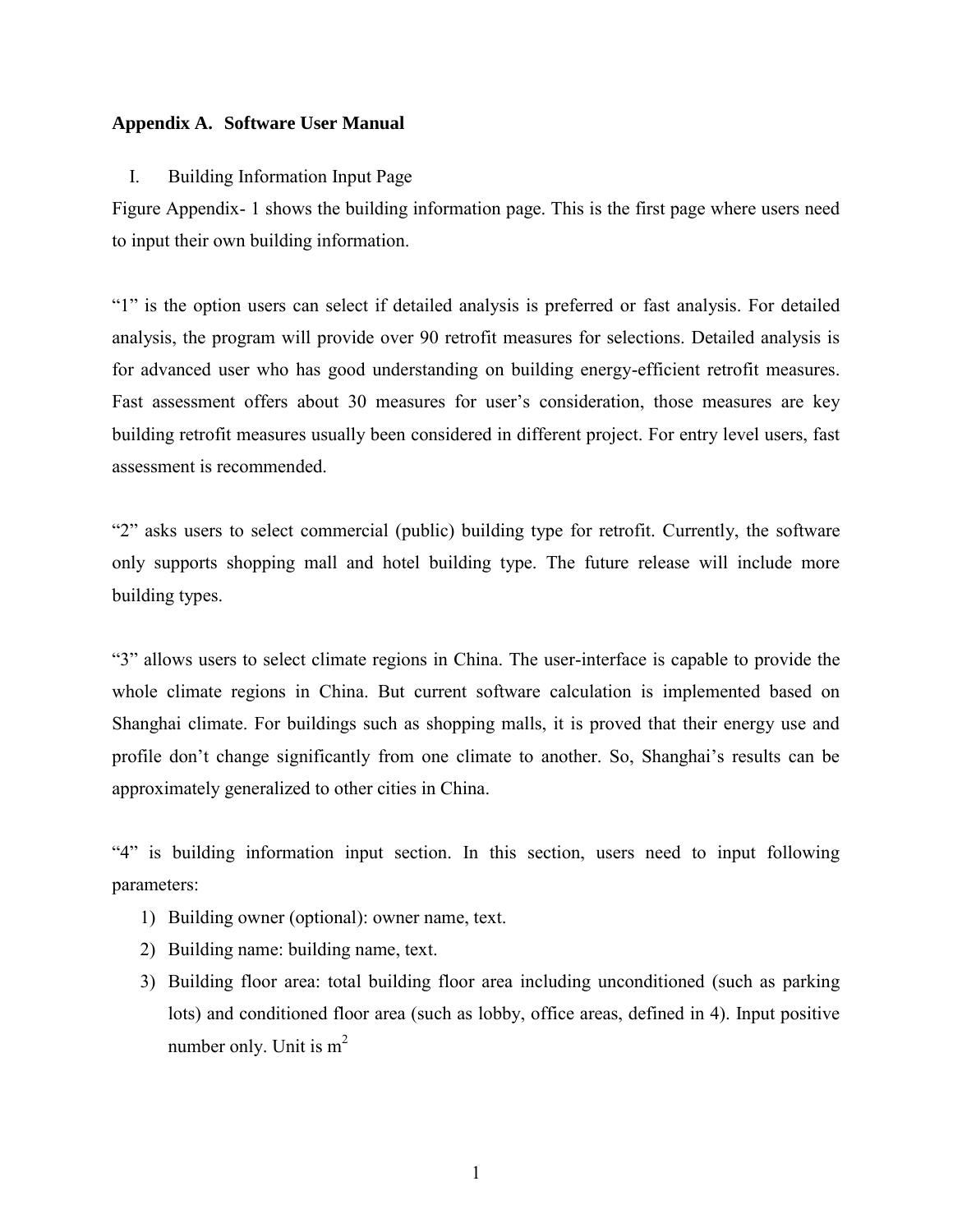## Appendix A. Software User Manual

I. Building Information Input Page

Figure Appendix- 1 shows the building information page. This is the first page where users need to input their own building information.

"1" is the option users can select if detailed analysis is preferred or fast analysis. For detailed analysis, the program will provide over 90 retrofit measures for selections. Detailed analysis is for advanced user who has good understanding on building energy-efficient retrofit measures. Fast assessment offers about 30 measures for user's consideration, those measures are key building retrofit measures usually been considered in different project. For entry level users, fast assessment is recommended.

"2" asks users to select commercial (public) building type for retrofit. Currently, the software only supports shopping mall and hotel building type. The future release will include more building types.

"3" allows users to select climate regions in China. The user-interface is capable to provide the whole climate regions in China. But current software calculation is implemented based on Shanghai climate. For buildings such as shopping malls, it is proved that their energy use and profile don't change significantly from one climate to another. So, Shanghai's results can be approximately generalized to other cities in China.

"4" is building information input section. In this section, users need to input following parameters:

1) Building owner (optional): owner name, text.
2) Building name: building name, text.
3) Building floor area: total building floor area including unconditioned (such as parking lots) and conditioned floor area (such as lobby, office areas, defined in 4). Input positive number only. Unit is $m^2$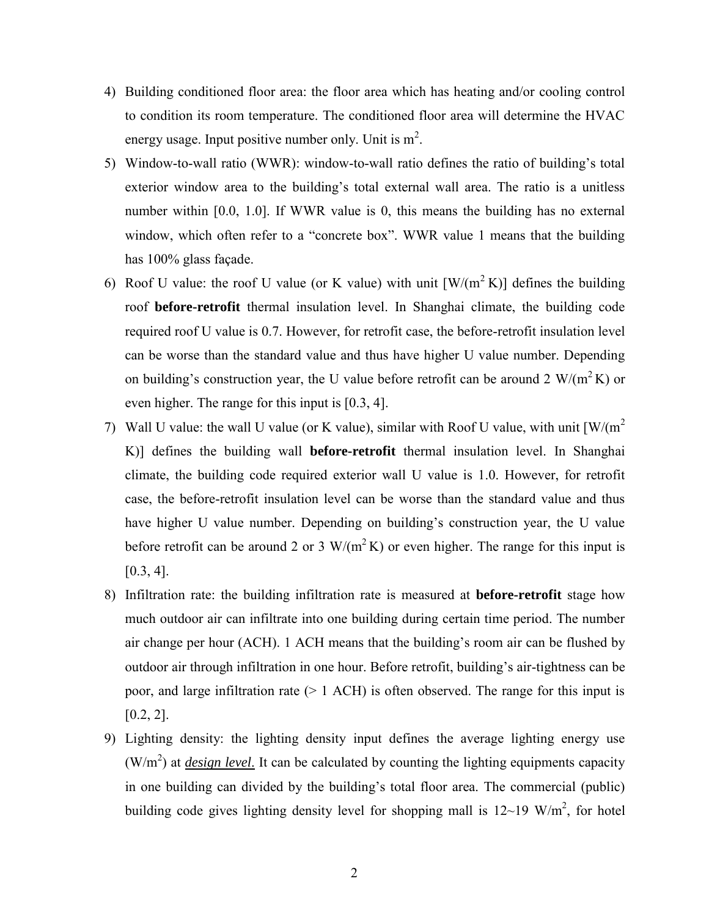4) Building conditioned floor area: the floor area which has heating and/or cooling control to condition its room temperature. The conditioned floor area will determine the HVAC energy usage. Input positive number only. Unit is $m^2$.
5) Window-to-wall ratio (WWR): window-to-wall ratio defines the ratio of building's total exterior window area to the building's total external wall area. The ratio is a unitless number within [0.0, 1.0]. If WWR value is 0, this means the building has no external window, which often refer to a "concrete box". WWR value 1 means that the building has 100% glass façade.
6) Roof U value: the roof U value (or K value) with unit [$W/(m^2 K)$] defines the building roof **before-retrofit** thermal insulation level. In Shanghai climate, the building code required roof U value is 0.7. However, for retrofit case, the before-retrofit insulation level can be worse than the standard value and thus have higher U value number. Depending on building's construction year, the U value before retrofit can be around 2 $W/(m^2 K)$ or even higher. The range for this input is [0.3, 4].
7) Wall U value: the wall U value (or K value), similar with Roof U value, with unit [$W/(m^2 K)$] defines the building wall **before-retrofit** thermal insulation level. In Shanghai climate, the building code required exterior wall U value is 1.0. However, for retrofit case, the before-retrofit insulation level can be worse than the standard value and thus have higher U value number. Depending on building's construction year, the U value before retrofit can be around 2 or 3 $W/(m^2 K)$ or even higher. The range for this input is [0.3, 4].
8) Infiltration rate: the building infiltration rate is measured at **before-retrofit** stage how much outdoor air can infiltrate into one building during certain time period. The number air change per hour (ACH). 1 ACH means that the building's room air can be flushed by outdoor air through infiltration in one hour. Before retrofit, building's air-tightness can be poor, and large infiltration rate (> 1 ACH) is often observed. The range for this input is [0.2, 2].
9) Lighting density: the lighting density input defines the average lighting energy use ($W/m^2$) at ***design level***. It can be calculated by counting the lighting equipments capacity in one building can divided by the building's total floor area. The commercial (public) building code gives lighting density level for shopping mall is 12~19 $W/m^2$, for hotel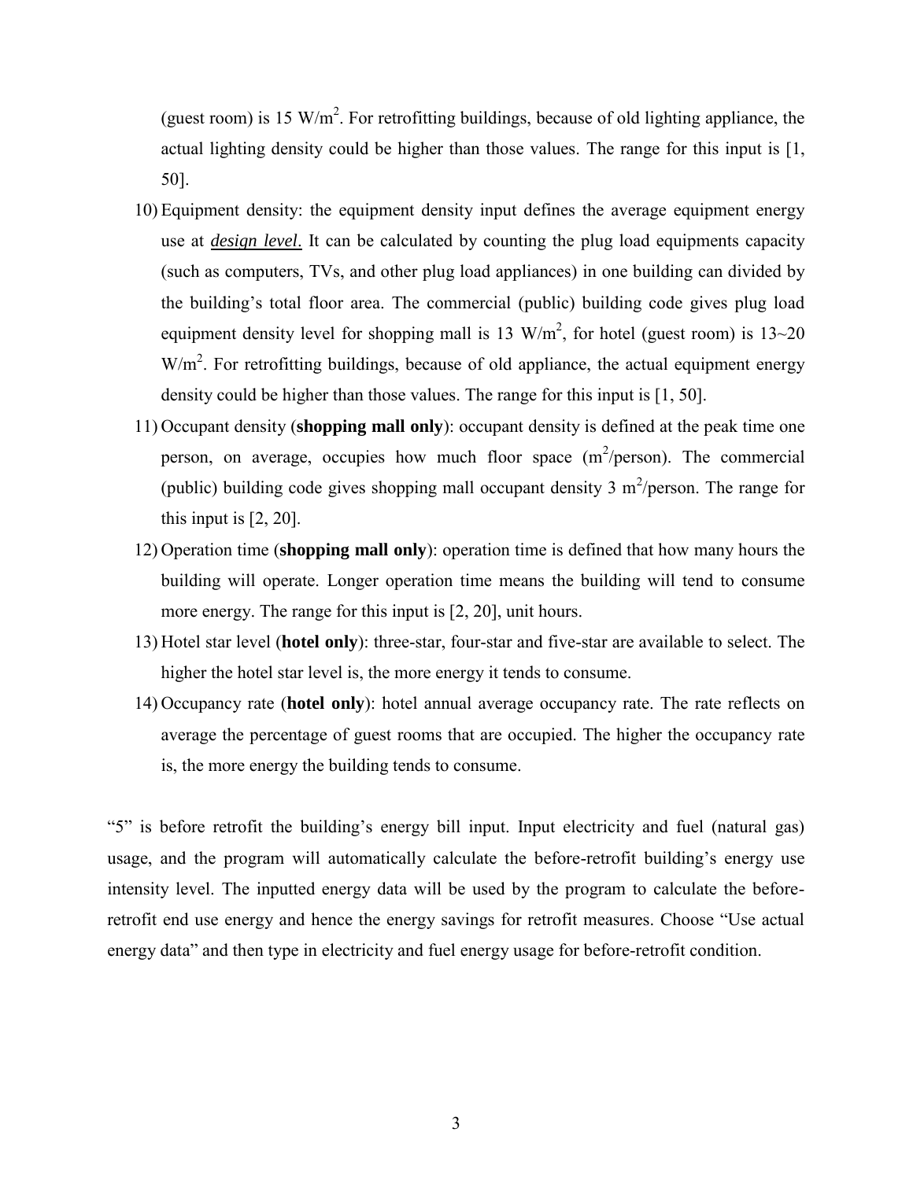(guest room) is 15 $W/m^2$. For retrofitting buildings, because of old lighting appliance, the actual lighting density could be higher than those values. The range for this input is [1, 50].

10) Equipment density: the equipment density input defines the average equipment energy use at ***design level***. It can be calculated by counting the plug load equipments capacity (such as computers, TVs, and other plug load appliances) in one building can divided by the building's total floor area. The commercial (public) building code gives plug load equipment density level for shopping mall is 13 $W/m^2$, for hotel (guest room) is 13~20 $W/m^2$. For retrofitting buildings, because of old appliance, the actual equipment energy density could be higher than those values. The range for this input is [1, 50].
11) Occupant density (**shopping mall only**): occupant density is defined at the peak time one person, on average, occupies how much floor space ($m^2$/person). The commercial (public) building code gives shopping mall occupant density 3 $m^2$/person. The range for this input is [2, 20].
12) Operation time (**shopping mall only**): operation time is defined that how many hours the building will operate. Longer operation time means the building will tend to consume more energy. The range for this input is [2, 20], unit hours.
13) Hotel star level (**hotel only**): three-star, four-star and five-star are available to select. The higher the hotel star level is, the more energy it tends to consume.
14) Occupancy rate (**hotel only**): hotel annual average occupancy rate. The rate reflects on average the percentage of guest rooms that are occupied. The higher the occupancy rate is, the more energy the building tends to consume.

"5" is before retrofit the building's energy bill input. Input electricity and fuel (natural gas) usage, and the program will automatically calculate the before-retrofit building's energy use intensity level. The inputted energy data will be used by the program to calculate the before-retrofit end use energy and hence the energy savings for retrofit measures. Choose "Use actual energy data" and then type in electricity and fuel energy usage for before-retrofit condition.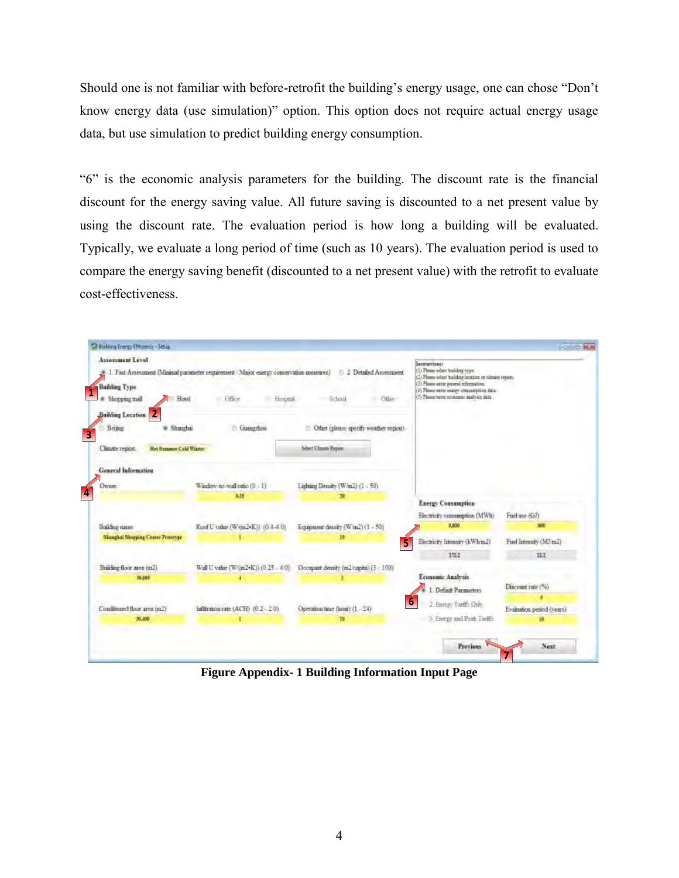Should one is not familiar with before-retrofit the building's energy usage, one can chose "Don't know energy data (use simulation)" option. This option does not require actual energy usage data, but use simulation to predict building energy consumption.

"6" is the economic analysis parameters for the building. The discount rate is the financial discount for the energy saving value. All future saving is discounted to a net present value by using the discount rate. The evaluation period is how long a building will be evaluated. Typically, we evaluate a long period of time (such as 10 years). The evaluation period is used to compare the energy saving benefit (discounted to a net present value) with the retrofit to evaluate cost-effectiveness.

**Figure Appendix- 1 Building Information Input Page**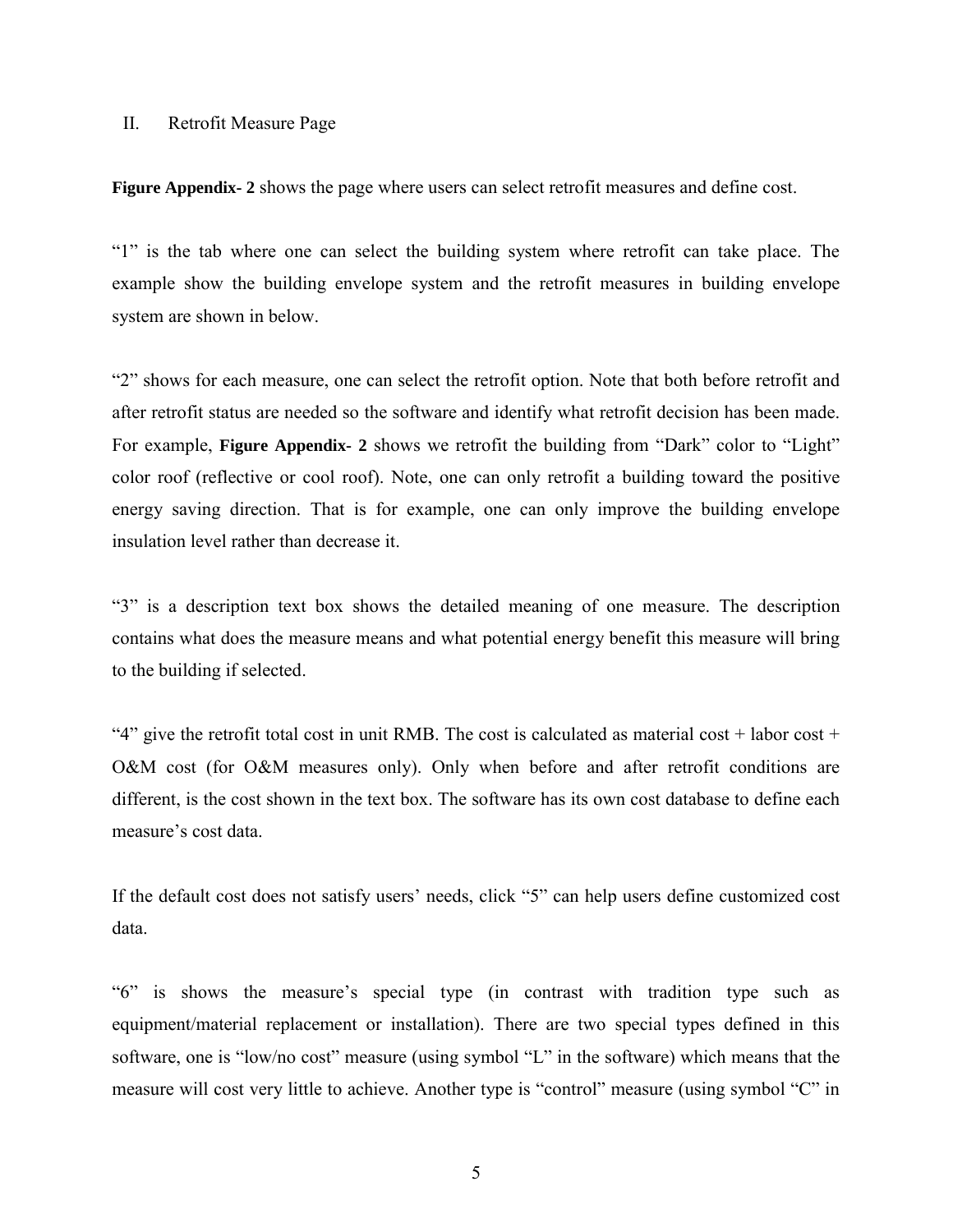## II. Retrofit Measure Page

**Figure Appendix- 2** shows the page where users can select retrofit measures and define cost.

"1" is the tab where one can select the building system where retrofit can take place. The example show the building envelope system and the retrofit measures in building envelope system are shown in below.

"2" shows for each measure, one can select the retrofit option. Note that both before retrofit and after retrofit status are needed so the software and identify what retrofit decision has been made. For example, **Figure Appendix- 2** shows we retrofit the building from "Dark" color to "Light" color roof (reflective or cool roof). Note, one can only retrofit a building toward the positive energy saving direction. That is for example, one can only improve the building envelope insulation level rather than decrease it.

"3" is a description text box shows the detailed meaning of one measure. The description contains what does the measure means and what potential energy benefit this measure will bring to the building if selected.

"4" give the retrofit total cost in unit RMB. The cost is calculated as material cost + labor cost + O&M cost (for O&M measures only). Only when before and after retrofit conditions are different, is the cost shown in the text box. The software has its own cost database to define each measure's cost data.

If the default cost does not satisfy users' needs, click "5" can help users define customized cost data.

"6" is shows the measure's special type (in contrast with tradition type such as equipment/material replacement or installation). There are two special types defined in this software, one is "low/no cost" measure (using symbol "L" in the software) which means that the measure will cost very little to achieve. Another type is "control" measure (using symbol "C" in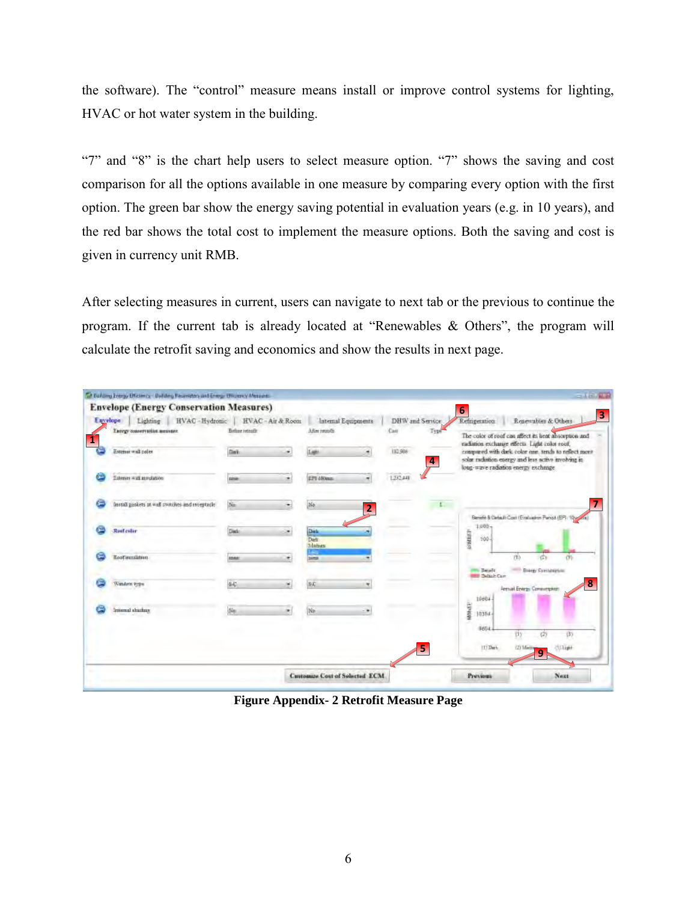the software). The “control” measure means install or improve control systems for lighting, HVAC or hot water system in the building.

“7” and “8” is the chart help users to select measure option. “7” shows the saving and cost comparison for all the options available in one measure by comparing every option with the first option. The green bar show the energy saving potential in evaluation years (e.g. in 10 years), and the red bar shows the total cost to implement the measure options. Both the saving and cost is given in currency unit RMB.

After selecting measures in current, users can navigate to next tab or the previous to continue the program. If the current tab is already located at “Renewables & Others”, the program will calculate the retrofit saving and economics and show the results in next page.

**Figure Appendix- 2 Retrofit Measure Page**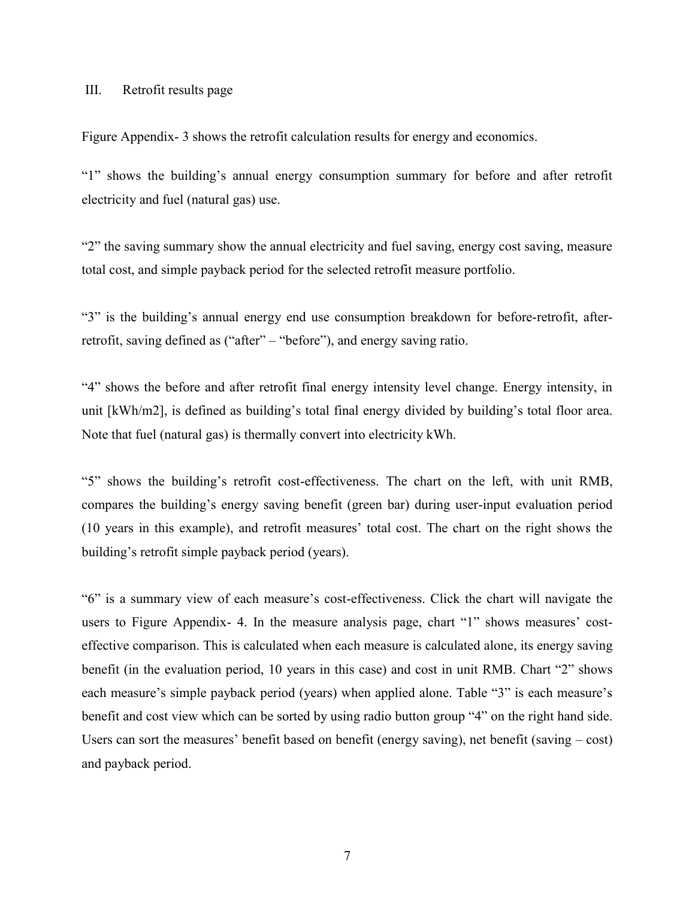III. Retrofit results page

Figure Appendix- 3 shows the retrofit calculation results for energy and economics.

“1” shows the building’s annual energy consumption summary for before and after retrofit electricity and fuel (natural gas) use.

“2” the saving summary show the annual electricity and fuel saving, energy cost saving, measure total cost, and simple payback period for the selected retrofit measure portfolio.

“3” is the building’s annual energy end use consumption breakdown for before-retrofit, after-retrofit, saving defined as (“after” – “before”), and energy saving ratio.

“4” shows the before and after retrofit final energy intensity level change. Energy intensity, in unit [kWh/m2], is defined as building’s total final energy divided by building’s total floor area. Note that fuel (natural gas) is thermally convert into electricity kWh.

“5” shows the building’s retrofit cost-effectiveness. The chart on the left, with unit RMB, compares the building’s energy saving benefit (green bar) during user-input evaluation period (10 years in this example), and retrofit measures’ total cost. The chart on the right shows the building’s retrofit simple payback period (years).

“6” is a summary view of each measure’s cost-effectiveness. Click the chart will navigate the users to Figure Appendix- 4. In the measure analysis page, chart “1” shows measures’ cost-effective comparison. This is calculated when each measure is calculated alone, its energy saving benefit (in the evaluation period, 10 years in this case) and cost in unit RMB. Chart “2” shows each measure’s simple payback period (years) when applied alone. Table “3” is each measure’s benefit and cost view which can be sorted by using radio button group “4” on the right hand side. Users can sort the measures’ benefit based on benefit (energy saving), net benefit (saving – cost) and payback period.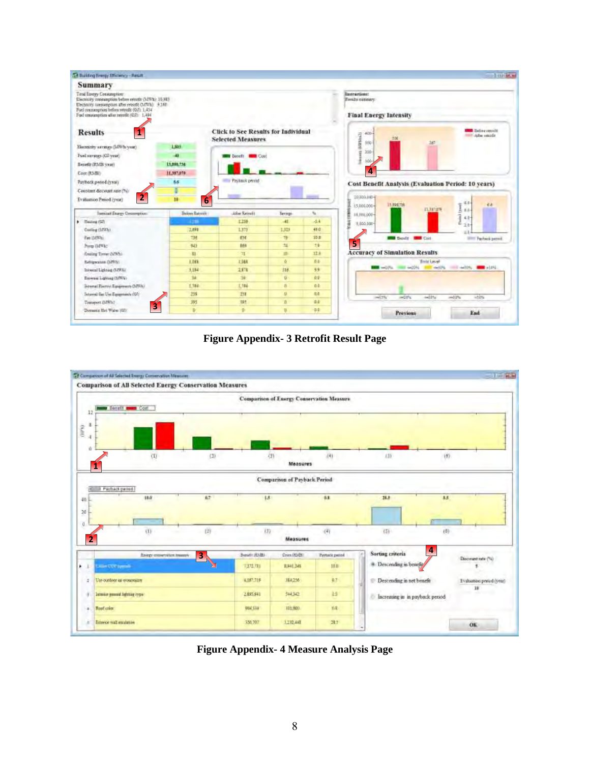Figure Appendix- 3 Retrofit Result Page

Figure Appendix- 4 Measure Analysis Page